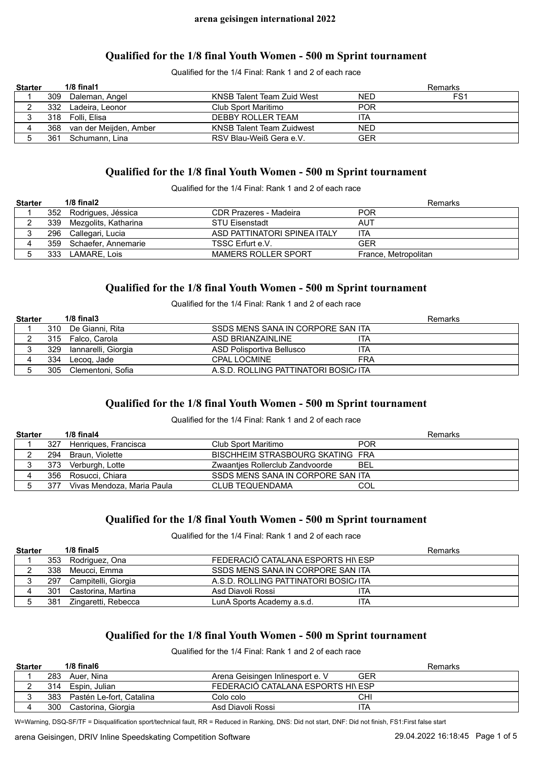**arena geisingen international 2022**

## Qualified for the 1/8 final Youth Women - 500 m Sprint tournament

Qualified for the 1/4 Final: Rank 1 and 2 of each race

| Starter | 1/8 final1 | | | | Remarks |
|---|---|---|---|---|---|
| 1 | 309 | Daleman, Angel | KNSB Talent Team Zuid West | NED | FS1 |
| 2 | 332 | Ladeira, Leonor | Club Sport Maritimo | POR | |
| 3 | 318 | Folli, Elisa | DEBBY ROLLER TEAM | ITA | |
| 4 | 368 | van der Meijden, Amber | KNSB Talent Team Zuidwest | NED | |
| 5 | 361 | Schumann, Lina | RSV Blau-Weiß Gera e.V. | GER | |

## Qualified for the 1/8 final Youth Women - 500 m Sprint tournament

Qualified for the 1/4 Final: Rank 1 and 2 of each race

| Starter | 1/8 final2 | | | | Remarks |
|---|---|---|---|---|---|
| 1 | 352 | Rodrigues, Jéssica | CDR Prazeres - Madeira | POR | |
| 2 | 339 | Mezgolits, Katharina | STU Eisenstadt | AUT | |
| 3 | 296 | Callegari, Lucia | ASD PATTINATORI SPINEA ITALY | ITA | |
| 4 | 359 | Schaefer, Annemarie | TSSC Erfurt e.V. | GER | |
| 5 | 333 | LAMARE, Lois | MAMERS ROLLER SPORT | France, Metropolitan | |

## Qualified for the 1/8 final Youth Women - 500 m Sprint tournament

Qualified for the 1/4 Final: Rank 1 and 2 of each race

| Starter | 1/8 final3 | | | | Remarks |
|---|---|---|---|---|---|
| 1 | 310 | De Gianni, Rita | SSDS MENS SANA IN CORPORE SAN | ITA | |
| 2 | 315 | Falco, Carola | ASD BRIANZAINLINE | ITA | |
| 3 | 329 | Iannarelli, Giorgia | ASD Polisportiva Bellusco | ITA | |
| 4 | 334 | Lecoq, Jade | CPAL LOCMINE | FRA | |
| 5 | 305 | Clementoni, Sofia | A.S.D. ROLLING PATTINATORI BOSIC/ | ITA | |

## Qualified for the 1/8 final Youth Women - 500 m Sprint tournament

Qualified for the 1/4 Final: Rank 1 and 2 of each race

| Starter | 1/8 final4 | | | | Remarks |
|---|---|---|---|---|---|
| 1 | 327 | Henriques, Francisca | Club Sport Maritimo | POR | |
| 2 | 294 | Braun, Violette | BISCHHEIM STRASBOURG SKATING | FRA | |
| 3 | 373 | Verburgh, Lotte | Zwaantjes Rollerclub Zandvoorde | BEL | |
| 4 | 356 | Rosucci, Chiara | SSDS MENS SANA IN CORPORE SAN | ITA | |
| 5 | 377 | Vivas Mendoza, Maria Paula | CLUB TEQUENDAMA | COL | |

## Qualified for the 1/8 final Youth Women - 500 m Sprint tournament

Qualified for the 1/4 Final: Rank 1 and 2 of each race

| Starter | 1/8 final5 | | | | Remarks |
|---|---|---|---|---|---|
| 1 | 353 | Rodriguez, Ona | FEDERACIÓ CATALANA ESPORTS HI\ | ESP | |
| 2 | 338 | Meucci, Emma | SSDS MENS SANA IN CORPORE SAN | ITA | |
| 3 | 297 | Campitelli, Giorgia | A.S.D. ROLLING PATTINATORI BOSIC/ | ITA | |
| 4 | 301 | Castorina, Martina | Asd Diavoli Rossi | ITA | |
| 5 | 381 | Zingaretti, Rebecca | LunA Sports Academy a.s.d. | ITA | |

## Qualified for the 1/8 final Youth Women - 500 m Sprint tournament

Qualified for the 1/4 Final: Rank 1 and 2 of each race

| Starter | 1/8 final6 | | | | Remarks |
|---|---|---|---|---|---|
| 1 | 283 | Auer, Nina | Arena Geisingen Inlinesport e. V | GER | |
| 2 | 314 | Espin, Julian | FEDERACIÓ CATALANA ESPORTS HI\ | ESP | |
| 3 | 383 | Pastén Le-fort, Catalina | Colo colo | CHI | |
| 4 | 300 | Castorina, Giorgia | Asd Diavoli Rossi | ITA | |

W=Warning, DSQ-SF/TF = Disqualification sport/technical fault, RR = Reduced in Ranking, DNS: Did not start, DNF: Did not finish, FS1:First false start

arena Geisingen, DRIV Inline Speedskating Competition Software 29.04.2022 16:18:45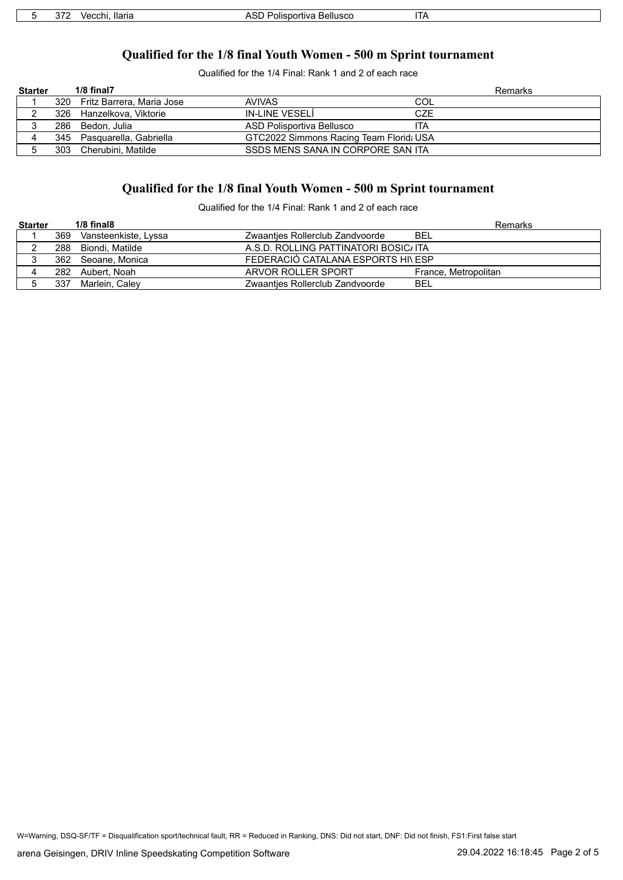| 5 | 372 | Vecchi, Ilaria | ASD Polisportiva Bellusco | ITA | |
|---|---|---|---|---|---|

## Qualified for the 1/8 final Youth Women - 500 m Sprint tournament

Qualified for the 1/4 Final: Rank 1 and 2 of each race

| Starter | | 1/8 final7 | | | Remarks |
|---|---|---|---|---|---|
| 1 | 320 | Fritz Barrera, Maria Jose | AVIVAS | COL | |
| 2 | 326 | Hanzelkova, Viktorie | IN-LINE VESELÍ | CZE | |
| 3 | 286 | Bedon, Julia | ASD Polisportiva Bellusco | ITA | |
| 4 | 345 | Pasquarella, Gabriella | GTC2022 Simmons Racing Team Florid | USA | |
| 5 | 303 | Cherubini, Matilde | SSDS MENS SANA IN CORPORE SAN | ITA | |

## Qualified for the 1/8 final Youth Women - 500 m Sprint tournament

Qualified for the 1/4 Final: Rank 1 and 2 of each race

| Starter | | 1/8 final8 | | | Remarks |
|---|---|---|---|---|---|
| 1 | 369 | Vansteenkiste, Lyssa | Zwaantjes Rollerclub Zandvoorde | BEL | |
| 2 | 288 | Biondi, Matilde | A.S.D. ROLLING PATTINATORI BOSIC | ITA | |
| 3 | 362 | Seoane, Monica | FEDERACIÓ CATALANA ESPORTS HI | ESP | |
| 4 | 282 | Aubert, Noah | ARVOR ROLLER SPORT | France, Metropolitan | |
| 5 | 337 | Marlein, Caley | Zwaantjes Rollerclub Zandvoorde | BEL | |

W=Warning, DSQ-SF/TF = Disqualification sport/technical fault, RR = Reduced in Ranking, DNS: Did not start, DNF: Did not finish, FS1:First false start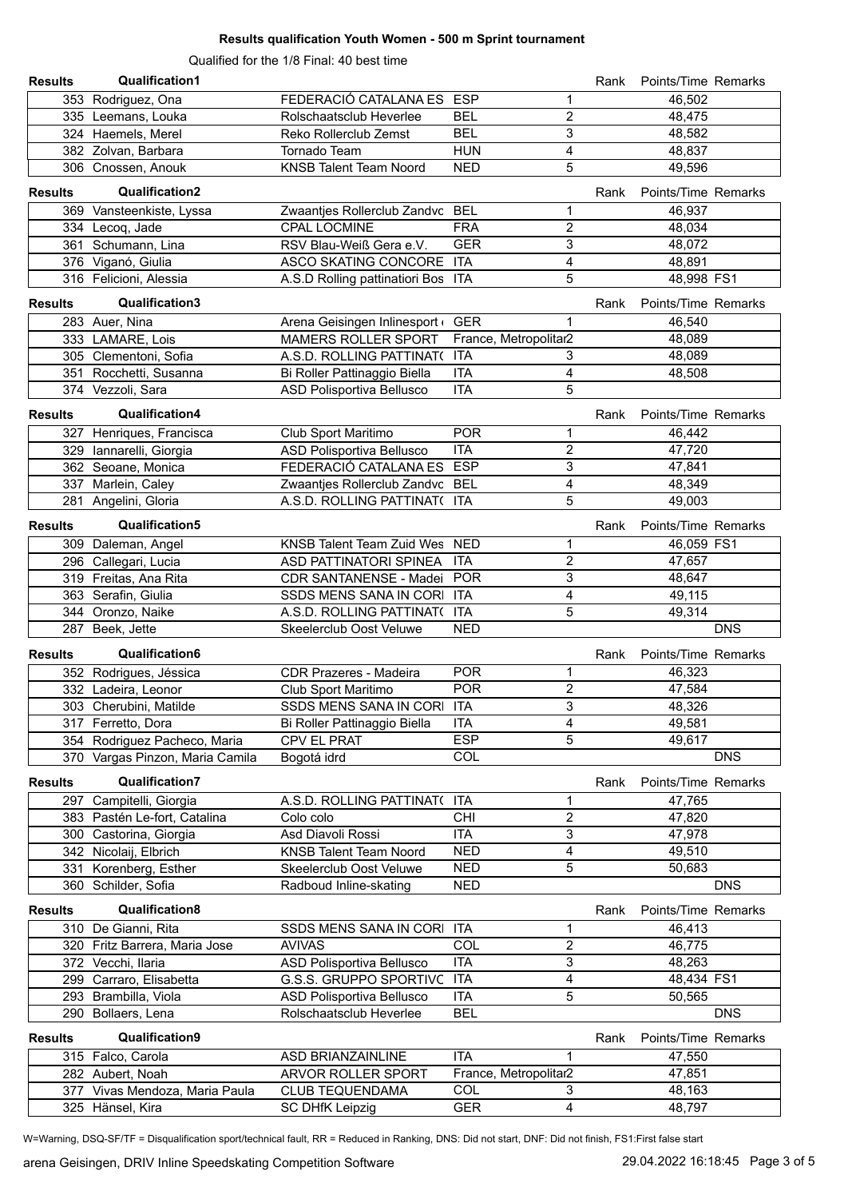# Results qualification Youth Women - 500 m Sprint tournament

Qualified for the 1/8 Final: 40 best time

## Qualification1

| No. | Name | Club | Nation | Rank | Points/Time | Remarks |
|---|---|---|---|---|---|---|
| 353 | Rodriguez, Ona | FEDERACIÓ CATALANA ES | ESP | 1 | 46,502 | |
| 335 | Leemans, Louka | Rolschaatsclub Heverlee | BEL | 2 | 48,475 | |
| 324 | Haemels, Merel | Reko Rollerclub Zemst | BEL | 3 | 48,582 | |
| 382 | Zolvan, Barbara | Tornado Team | HUN | 4 | 48,837 | |
| 306 | Cnossen, Anouk | KNSB Talent Team Noord | NED | 5 | 49,596 | |

## Qualification2

| No. | Name | Club | Nation | Rank | Points/Time | Remarks |
|---|---|---|---|---|---|---|
| 369 | Vansteenkiste, Lyssa | Zwaantjes Rollerclub Zandvc | BEL | 1 | 46,937 | |
| 334 | Lecoq, Jade | CPAL LOCMINE | FRA | 2 | 48,034 | |
| 361 | Schumann, Lina | RSV Blau-Weiß Gera e.V. | GER | 3 | 48,072 | |
| 376 | Viganó, Giulia | ASCO SKATING CONCORE | ITA | 4 | 48,891 | |
| 316 | Felicioni, Alessia | A.S.D Rolling pattinatiori Bos | ITA | 5 | 48,998 | FS1 |

## Qualification3

| No. | Name | Club | Nation | Rank | Points/Time | Remarks |
|---|---|---|---|---|---|---|
| 283 | Auer, Nina | Arena Geisingen Inlinesport | GER | 1 | 46,540 | |
| 333 | LAMARE, Lois | MAMERS ROLLER SPORT | France, Metropolitar | 2 | 48,089 | |
| 305 | Clementoni, Sofia | A.S.D. ROLLING PATTINAT( | ITA | 3 | 48,089 | |
| 351 | Rocchetti, Susanna | Bi Roller Pattinaggio Biella | ITA | 4 | 48,508 | |
| 374 | Vezzoli, Sara | ASD Polisportiva Bellusco | ITA | 5 | | |

## Qualification4

| No. | Name | Club | Nation | Rank | Points/Time | Remarks |
|---|---|---|---|---|---|---|
| 327 | Henriques, Francisca | Club Sport Maritimo | POR | 1 | 46,442 | |
| 329 | Iannarelli, Giorgia | ASD Polisportiva Bellusco | ITA | 2 | 47,720 | |
| 362 | Seoane, Monica | FEDERACIÓ CATALANA ES | ESP | 3 | 47,841 | |
| 337 | Marlein, Caley | Zwaantjes Rollerclub Zandvc | BEL | 4 | 48,349 | |
| 281 | Angelini, Gloria | A.S.D. ROLLING PATTINAT( | ITA | 5 | 49,003 | |

## Qualification5

| No. | Name | Club | Nation | Rank | Points/Time | Remarks |
|---|---|---|---|---|---|---|
| 309 | Daleman, Angel | KNSB Talent Team Zuid Wes | NED | 1 | 46,059 | FS1 |
| 296 | Callegari, Lucia | ASD PATTINATORI SPINEA | ITA | 2 | 47,657 | |
| 319 | Freitas, Ana Rita | CDR SANTANENSE - Madei | POR | 3 | 48,647 | |
| 363 | Serafin, Giulia | SSDS MENS SANA IN CORI | ITA | 4 | 49,115 | |
| 344 | Oronzo, Naike | A.S.D. ROLLING PATTINAT( | ITA | 5 | 49,314 | |
| 287 | Beek, Jette | Skeelerclub Oost Veluwe | NED | | | DNS |

## Qualification6

| No. | Name | Club | Nation | Rank | Points/Time | Remarks |
|---|---|---|---|---|---|---|
| 352 | Rodrigues, Jéssica | CDR Prazeres - Madeira | POR | 1 | 46,323 | |
| 332 | Ladeira, Leonor | Club Sport Maritimo | POR | 2 | 47,584 | |
| 303 | Cherubini, Matilde | SSDS MENS SANA IN CORI | ITA | 3 | 48,326 | |
| 317 | Ferretto, Dora | Bi Roller Pattinaggio Biella | ITA | 4 | 49,581 | |
| 354 | Rodriguez Pacheco, Maria | CPV EL PRAT | ESP | 5 | 49,617 | |
| 370 | Vargas Pinzon, Maria Camila | Bogotá idrd | COL | | | DNS |

## Qualification7

| No. | Name | Club | Nation | Rank | Points/Time | Remarks |
|---|---|---|---|---|---|---|
| 297 | Campitelli, Giorgia | A.S.D. ROLLING PATTINAT( | ITA | 1 | 47,765 | |
| 383 | Pastén Le-fort, Catalina | Colo colo | CHI | 2 | 47,820 | |
| 300 | Castorina, Giorgia | Asd Diavoli Rossi | ITA | 3 | 47,978 | |
| 342 | Nicolaij, Elbrich | KNSB Talent Team Noord | NED | 4 | 49,510 | |
| 331 | Korenberg, Esther | Skeelerclub Oost Veluwe | NED | 5 | 50,683 | |
| 360 | Schilder, Sofia | Radboud Inline-skating | NED | | | DNS |

## Qualification8

| No. | Name | Club | Nation | Rank | Points/Time | Remarks |
|---|---|---|---|---|---|---|
| 310 | De Gianni, Rita | SSDS MENS SANA IN CORI | ITA | 1 | 46,413 | |
| 320 | Fritz Barrera, Maria Jose | AVIVAS | COL | 2 | 46,775 | |
| 372 | Vecchi, Ilaria | ASD Polisportiva Bellusco | ITA | 3 | 48,263 | |
| 299 | Carraro, Elisabetta | G.S.S. GRUPPO SPORTIVC | ITA | 4 | 48,434 | FS1 |
| 293 | Brambilla, Viola | ASD Polisportiva Bellusco | ITA | 5 | 50,565 | |
| 290 | Bollaers, Lena | Rolschaatsclub Heverlee | BEL | | | DNS |

## Qualification9

| No. | Name | Club | Nation | Rank | Points/Time | Remarks |
|---|---|---|---|---|---|---|
| 315 | Falco, Carola | ASD BRIANZAINLINE | ITA | 1 | 47,550 | |
| 282 | Aubert, Noah | ARVOR ROLLER SPORT | France, Metropolitar | 2 | 47,851 | |
| 377 | Vivas Mendoza, Maria Paula | CLUB TEQUENDAMA | COL | 3 | 48,163 | |
| 325 | Hänsel, Kira | SC DHfK Leipzig | GER | 4 | 48,797 | |

W=Warning, DSQ-SF/TF = Disqualification sport/technical fault, RR = Reduced in Ranking, DNS: Did not start, DNF: Did not finish, FS1:First false start

arena Geisingen, DRIV Inline Speedskating Competition Software — 29.04.2022 16:18:45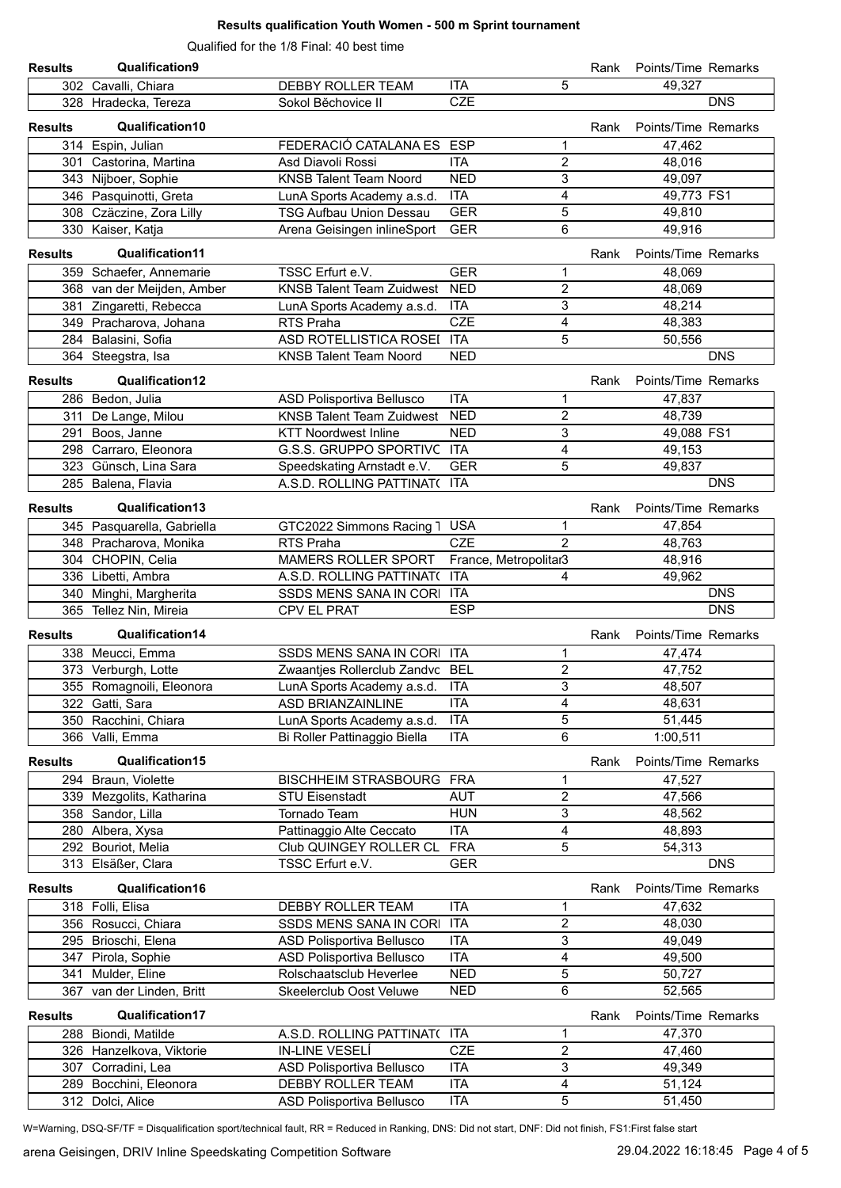## Results qualification Youth Women - 500 m Sprint tournament

Qualified for the 1/8 Final: 40 best time

| Results | Qualification9 | | | Rank | Points/Time | Remarks |
|---|---|---|---|---|---|---|
| 302 | Cavalli, Chiara | DEBBY ROLLER TEAM | ITA | 5 | 49,327 | |
| 328 | Hradecka, Tereza | Sokol Běchovice II | CZE | | | DNS |

| Results | Qualification10 | | | Rank | Points/Time | Remarks |
|---|---|---|---|---|---|---|
| 314 | Espin, Julian | FEDERACIÓ CATALANA ES | ESP | 1 | 47,462 | |
| 301 | Castorina, Martina | Asd Diavoli Rossi | ITA | 2 | 48,016 | |
| 343 | Nijboer, Sophie | KNSB Talent Team Noord | NED | 3 | 49,097 | |
| 346 | Pasquinotti, Greta | LunA Sports Academy a.s.d. | ITA | 4 | 49,773 | FS1 |
| 308 | Czäczine, Zora Lilly | TSG Aufbau Union Dessau | GER | 5 | 49,810 | |
| 330 | Kaiser, Katja | Arena Geisingen inlineSport | GER | 6 | 49,916 | |

| Results | Qualification11 | | | Rank | Points/Time | Remarks |
|---|---|---|---|---|---|---|
| 359 | Schaefer, Annemarie | TSSC Erfurt e.V. | GER | 1 | 48,069 | |
| 368 | van der Meijden, Amber | KNSB Talent Team Zuidwest | NED | 2 | 48,069 | |
| 381 | Zingaretti, Rebecca | LunA Sports Academy a.s.d. | ITA | 3 | 48,214 | |
| 349 | Pracharova, Johana | RTS Praha | CZE | 4 | 48,383 | |
| 284 | Balasini, Sofia | ASD ROTELLISTICA ROSEI | ITA | 5 | 50,556 | |
| 364 | Steegstra, Isa | KNSB Talent Team Noord | NED | | | DNS |

| Results | Qualification12 | | | Rank | Points/Time | Remarks |
|---|---|---|---|---|---|---|
| 286 | Bedon, Julia | ASD Polisportiva Bellusco | ITA | 1 | 47,837 | |
| 311 | De Lange, Milou | KNSB Talent Team Zuidwest | NED | 2 | 48,739 | |
| 291 | Boos, Janne | KTT Noordwest Inline | NED | 3 | 49,088 | FS1 |
| 298 | Carraro, Eleonora | G.S.S. GRUPPO SPORTIVC | ITA | 4 | 49,153 | |
| 323 | Günsch, Lina Sara | Speedskating Arnstadt e.V. | GER | 5 | 49,837 | |
| 285 | Balena, Flavia | A.S.D. ROLLING PATTINAT( | ITA | | | DNS |

| Results | Qualification13 | | | Rank | Points/Time | Remarks |
|---|---|---|---|---|---|---|
| 345 | Pasquarella, Gabriella | GTC2022 Simmons Racing T | USA | 1 | 47,854 | |
| 348 | Pracharova, Monika | RTS Praha | CZE | 2 | 48,763 | |
| 304 | CHOPIN, Celia | MAMERS ROLLER SPORT | France, Metropolitar | 3 | 48,916 | |
| 336 | Libetti, Ambra | A.S.D. ROLLING PATTINAT( | ITA | 4 | 49,962 | |
| 340 | Minghi, Margherita | SSDS MENS SANA IN CORI | ITA | | | DNS |
| 365 | Tellez Nin, Mireia | CPV EL PRAT | ESP | | | DNS |

| Results | Qualification14 | | | Rank | Points/Time | Remarks |
|---|---|---|---|---|---|---|
| 338 | Meucci, Emma | SSDS MENS SANA IN CORI | ITA | 1 | 47,474 | |
| 373 | Verburgh, Lotte | Zwaantjes Rollerclub Zandvc | BEL | 2 | 47,752 | |
| 355 | Romagnoili, Eleonora | LunA Sports Academy a.s.d. | ITA | 3 | 48,507 | |
| 322 | Gatti, Sara | ASD BRIANZAINLINE | ITA | 4 | 48,631 | |
| 350 | Racchini, Chiara | LunA Sports Academy a.s.d. | ITA | 5 | 51,445 | |
| 366 | Valli, Emma | Bi Roller Pattinaggio Biella | ITA | 6 | 1:00,511 | |

| Results | Qualification15 | | | Rank | Points/Time | Remarks |
|---|---|---|---|---|---|---|
| 294 | Braun, Violette | BISCHHEIM STRASBOURG | FRA | 1 | 47,527 | |
| 339 | Mezgolits, Katharina | STU Eisenstadt | AUT | 2 | 47,566 | |
| 358 | Sandor, Lilla | Tornado Team | HUN | 3 | 48,562 | |
| 280 | Albera, Xysa | Pattinaggio Alte Ceccato | ITA | 4 | 48,893 | |
| 292 | Bouriot, Melia | Club QUINGEY ROLLER CL | FRA | 5 | 54,313 | |
| 313 | Elsäßer, Clara | TSSC Erfurt e.V. | GER | | | DNS |

| Results | Qualification16 | | | Rank | Points/Time | Remarks |
|---|---|---|---|---|---|---|
| 318 | Folli, Elisa | DEBBY ROLLER TEAM | ITA | 1 | 47,632 | |
| 356 | Rosucci, Chiara | SSDS MENS SANA IN CORI | ITA | 2 | 48,030 | |
| 295 | Brioschi, Elena | ASD Polisportiva Bellusco | ITA | 3 | 49,049 | |
| 347 | Pirola, Sophie | ASD Polisportiva Bellusco | ITA | 4 | 49,500 | |
| 341 | Mulder, Eline | Rolschaatsclub Heverlee | NED | 5 | 50,727 | |
| 367 | van der Linden, Britt | Skeelerclub Oost Veluwe | NED | 6 | 52,565 | |

| Results | Qualification17 | | | Rank | Points/Time | Remarks |
|---|---|---|---|---|---|---|
| 288 | Biondi, Matilde | A.S.D. ROLLING PATTINAT( | ITA | 1 | 47,370 | |
| 326 | Hanzelkova, Viktorie | IN-LINE VESELÍ | CZE | 2 | 47,460 | |
| 307 | Corradini, Lea | ASD Polisportiva Bellusco | ITA | 3 | 49,349 | |
| 289 | Bocchini, Eleonora | DEBBY ROLLER TEAM | ITA | 4 | 51,124 | |
| 312 | Dolci, Alice | ASD Polisportiva Bellusco | ITA | 5 | 51,450 | |

W=Warning, DSQ-SF/TF = Disqualification sport/technical fault, RR = Reduced in Ranking, DNS: Did not start, DNF: Did not finish, FS1:First false start

arena Geisingen, DRIV Inline Speedskating Competition Software 29.04.2022 16:18:45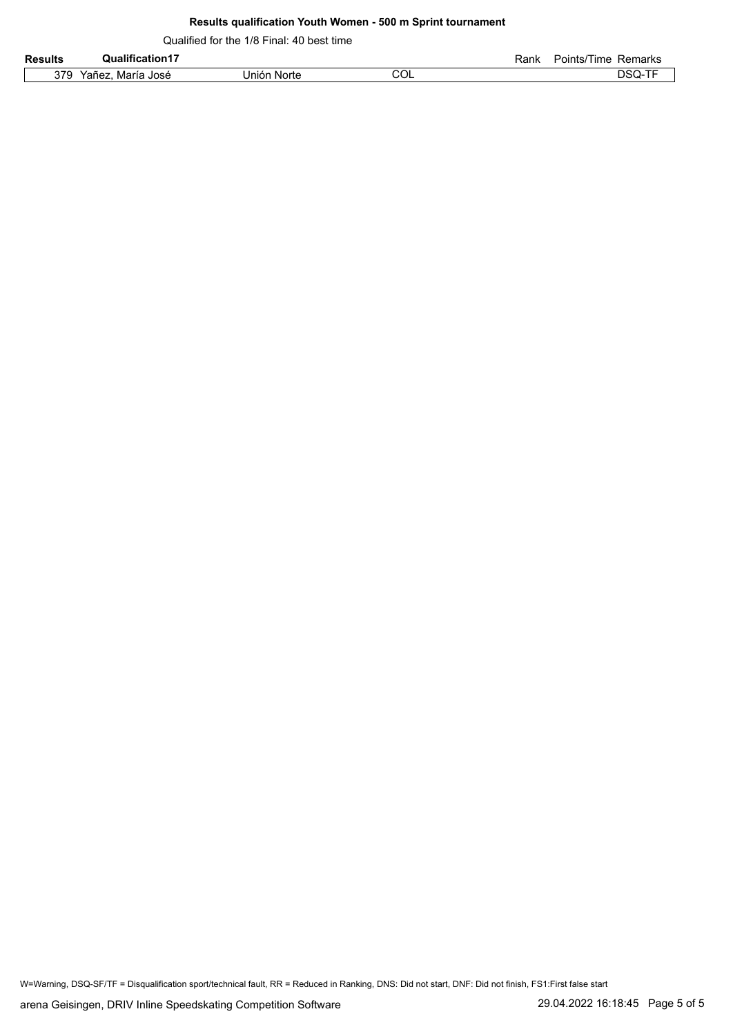**Results qualification Youth Women - 500 m Sprint tournament**

Qualified for the 1/8 Final: 40 best time

| Results | Qualification17 | | | Rank | Points/Time | Remarks |
| --- | --- | --- | --- | --- | --- | --- |
| 379 | Yañez, María José | Unión Norte | COL | | | DSQ-TF |

W=Warning, DSQ-SF/TF = Disqualification sport/technical fault, RR = Reduced in Ranking, DNS: Did not start, DNF: Did not finish, FS1:First false start

arena Geisingen, DRIV Inline Speedskating Competition Software 29.04.2022 16:18:45